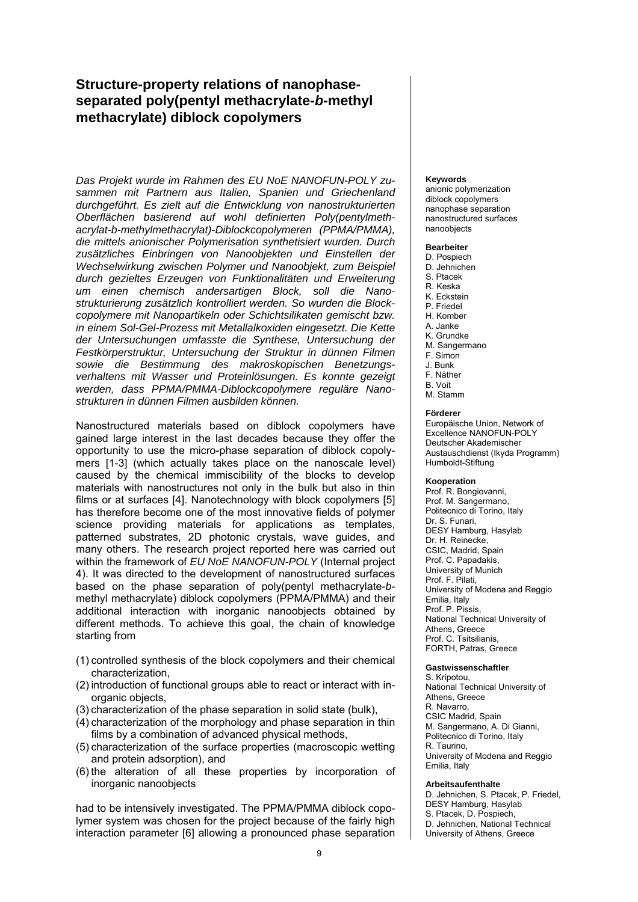# Structure-property relations of nanophase-separated poly(pentyl methacrylate-*b*-methyl methacrylate) diblock copolymers

*Das Projekt wurde im Rahmen des EU NoE NANOFUN-POLY zusammen mit Partnern aus Italien, Spanien und Griechenland durchgeführt. Es zielt auf die Entwicklung von nanostrukturierten Oberflächen basierend auf wohl definierten Poly(pentylmethacrylat-b-methylmethacrylat)-Diblockcopolymeren (PPMA/PMMA), die mittels anionischer Polymerisation synthetisiert wurden. Durch zusätzliches Einbringen von Nanoobjekten und Einstellen der Wechselwirkung zwischen Polymer und Nanoobjekt, zum Beispiel durch gezieltes Erzeugen von Funktionalitäten und Erweiterung um einen chemisch andersartigen Block, soll die Nanostrukturierung zusätzlich kontrolliert werden. So wurden die Blockcopolymere mit Nanopartikeln oder Schichtsilikaten gemischt bzw. in einem Sol-Gel-Prozess mit Metallalkoxiden eingesetzt. Die Kette der Untersuchungen umfasste die Synthese, Untersuchung der Festkörperstruktur, Untersuchung der Struktur in dünnen Filmen sowie die Bestimmung des makroskopischen Benetzungsverhaltens mit Wasser und Proteinlösungen. Es konnte gezeigt werden, dass PPMA/PMMA-Diblockcopolymere reguläre Nanostrukturen in dünnen Filmen ausbilden können.*

Nanostructured materials based on diblock copolymers have gained large interest in the last decades because they offer the opportunity to use the micro-phase separation of diblock copolymers [1-3] (which actually takes place on the nanoscale level) caused by the chemical immiscibility of the blocks to develop materials with nanostructures not only in the bulk but also in thin films or at surfaces [4]. Nanotechnology with block copolymers [5] has therefore become one of the most innovative fields of polymer science providing materials for applications as templates, patterned substrates, 2D photonic crystals, wave guides, and many others. The research project reported here was carried out within the framework of *EU NoE NANOFUN-POLY* (Internal project 4). It was directed to the development of nanostructured surfaces based on the phase separation of poly(pentyl methacrylate-*b*-methyl methacrylate) diblock copolymers (PPMA/PMMA) and their additional interaction with inorganic nanoobjects obtained by different methods. To achieve this goal, the chain of knowledge starting from

(1) controlled synthesis of the block copolymers and their chemical characterization,
(2) introduction of functional groups able to react or interact with inorganic objects,
(3) characterization of the phase separation in solid state (bulk),
(4) characterization of the morphology and phase separation in thin films by a combination of advanced physical methods,
(5) characterization of the surface properties (macroscopic wetting and protein adsorption), and
(6) the alteration of all these properties by incorporation of inorganic nanoobjects

had to be intensively investigated. The PPMA/PMMA diblock copolymer system was chosen for the project because of the fairly high interaction parameter [6] allowing a pronounced phase separation

**Keywords**
anionic polymerization
diblock copolymers
nanophase separation
nanostructured surfaces
nanoobjects

**Bearbeiter**
D. Pospiech
D. Jehnichen
S. Ptacek
R. Keska
K. Eckstein
P. Friedel
H. Komber
A. Janke
K. Grundke
M. Sangermano
F. Simon
J. Bunk
F. Näther
B. Voit
M. Stamm

**Förderer**
Europäische Union, Network of Excellence NANOFUN-POLY
Deutscher Akademischer Austauschdienst (Ikyda Programm)
Humboldt-Stiftung

**Kooperation**
Prof. R. Bongiovanni,
Prof. M. Sangermano,
Politecnico di Torino, Italy
Dr. S. Funari,
DESY Hamburg, Hasylab
Dr. H. Reinecke,
CSIC, Madrid, Spain
Prof. C. Papadakis,
University of Munich
Prof. F. Pilati,
University of Modena and Reggio Emilia, Italy
Prof. P. Pissis,
National Technical University of Athens, Greece
Prof. C. Tsitsilianis,
FORTH, Patras, Greece

**Gastwissenschaftler**
S. Kripotou,
National Technical University of Athens, Greece
R. Navarro,
CSIC Madrid, Spain
M. Sangermano, A. Di Gianni,
Politecnico di Torino, Italy
R. Taurino,
University of Modena and Reggio Emilia, Italy

**Arbeitsaufenthalte**
D. Jehnichen, S. Ptacek, P. Friedel,
DESY Hamburg, Hasylab
S. Ptacek, D. Pospiech,
D. Jehnichen, National Technical University of Athens, Greece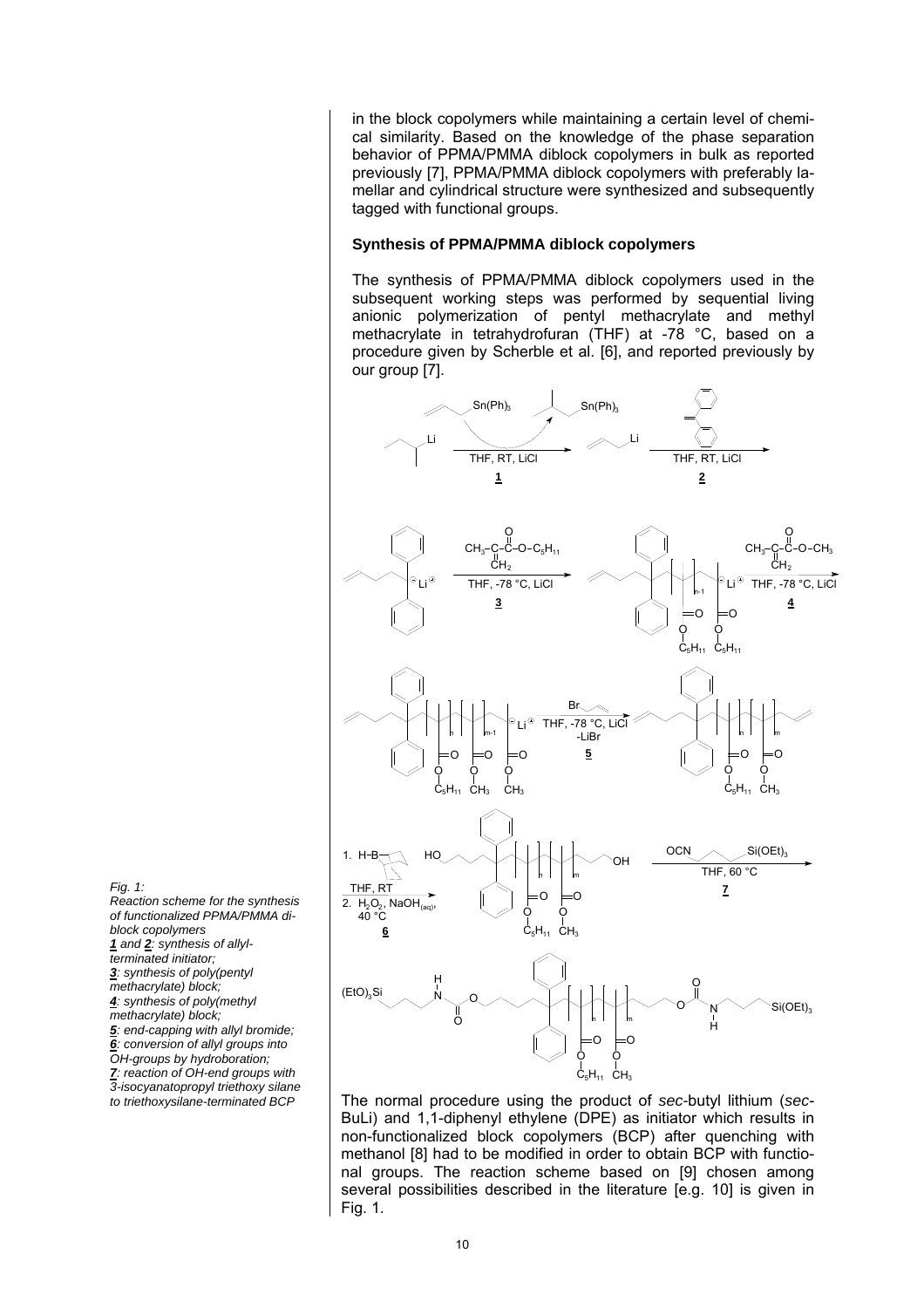in the block copolymers while maintaining a certain level of chemical similarity. Based on the knowledge of the phase separation behavior of PPMA/PMMA diblock copolymers in bulk as reported previously [7], PPMA/PMMA diblock copolymers with preferably lamellar and cylindrical structure were synthesized and subsequently tagged with functional groups.

### Synthesis of PPMA/PMMA diblock copolymers

The synthesis of PPMA/PMMA diblock copolymers used in the subsequent working steps was performed by sequential living anionic polymerization of pentyl methacrylate and methyl methacrylate in tetrahydrofuran (THF) at -78 °C, based on a procedure given by Scherble et al. [6], and reported previously by our group [7].

*Fig. 1: Reaction scheme for the synthesis of functionalized PPMA/PMMA diblock copolymers*
***1*** *and* ***2****: synthesis of allyl-terminated initiator;*
***3****: synthesis of poly(pentyl methacrylate) block;*
***4****: synthesis of poly(methyl methacrylate) block;*
***5****: end-capping with allyl bromide;*
***6****: conversion of allyl groups into OH-groups by hydroboration;*
***7****: reaction of OH-end groups with 3-isocyanatopropyl triethoxy silane to triethoxysilane-terminated BCP*

The normal procedure using the product of *sec*-butyl lithium (*sec*-BuLi) and 1,1-diphenyl ethylene (DPE) as initiator which results in non-functionalized block copolymers (BCP) after quenching with methanol [8] had to be modified in order to obtain BCP with functional groups. The reaction scheme based on [9] chosen among several possibilities described in the literature [e.g. 10] is given in Fig. 1.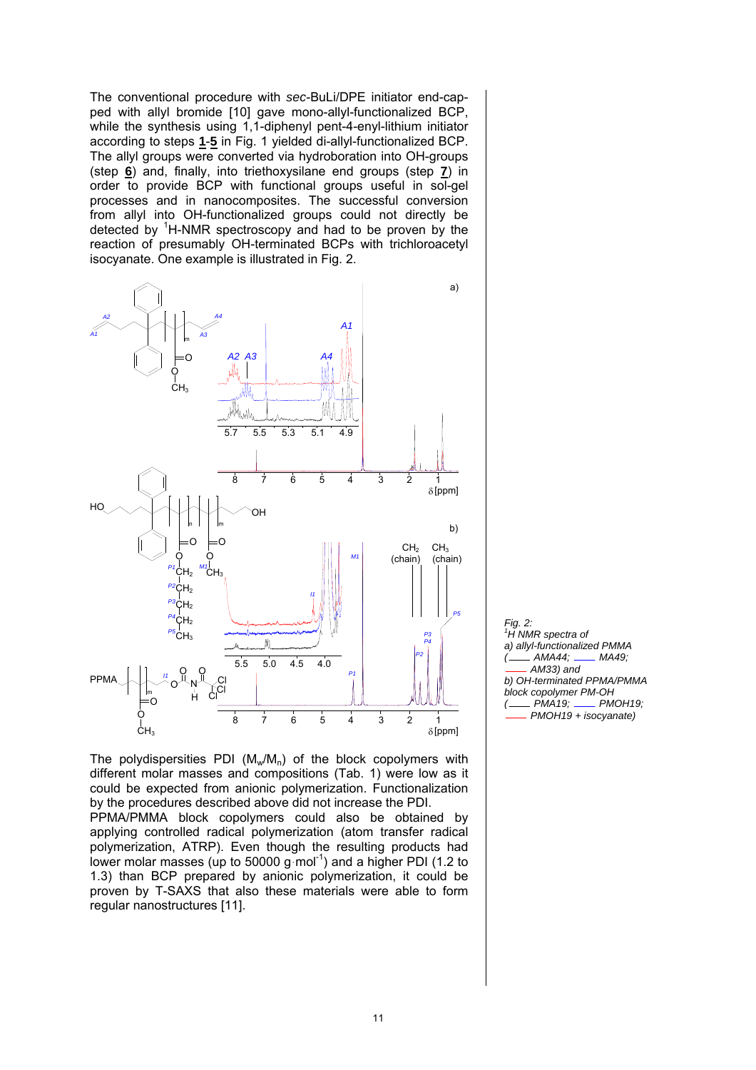The conventional procedure with *sec*-BuLi/DPE initiator end-capped with allyl bromide [10] gave mono-allyl-functionalized BCP, while the synthesis using 1,1-diphenyl pent-4-enyl-lithium initiator according to steps **1**-**5** in Fig. 1 yielded di-allyl-functionalized BCP. The allyl groups were converted via hydroboration into OH-groups (step **6**) and, finally, into triethoxysilane end groups (step **7**) in order to provide BCP with functional groups useful in sol-gel processes and in nanocomposites. The successful conversion from allyl into OH-functionalized groups could not directly be detected by $^1$H-NMR spectroscopy and had to be proven by the reaction of presumably OH-terminated BCPs with trichloroacetyl isocyanate. One example is illustrated in Fig. 2.

*Fig. 2:*
*$^1$H NMR spectra of*
*a) allyl-functionalized PMMA (—— AMA44; —— MA49; —— AM33) and*
*b) OH-terminated PPMA/PMMA block copolymer PM-OH (—— PMA19; —— PMOH19; —— PMOH19 + isocyanate)*

The polydispersities PDI ($M_w/M_n$) of the block copolymers with different molar masses and compositions (Tab. 1) were low as it could be expected from anionic polymerization. Functionalization by the procedures described above did not increase the PDI.

PPMA/PMMA block copolymers could also be obtained by applying controlled radical polymerization (atom transfer radical polymerization, ATRP). Even though the resulting products had lower molar masses (up to 50000 g·mol$^{-1}$) and a higher PDI (1.2 to 1.3) than BCP prepared by anionic polymerization, it could be proven by T-SAXS that also these materials were able to form regular nanostructures [11].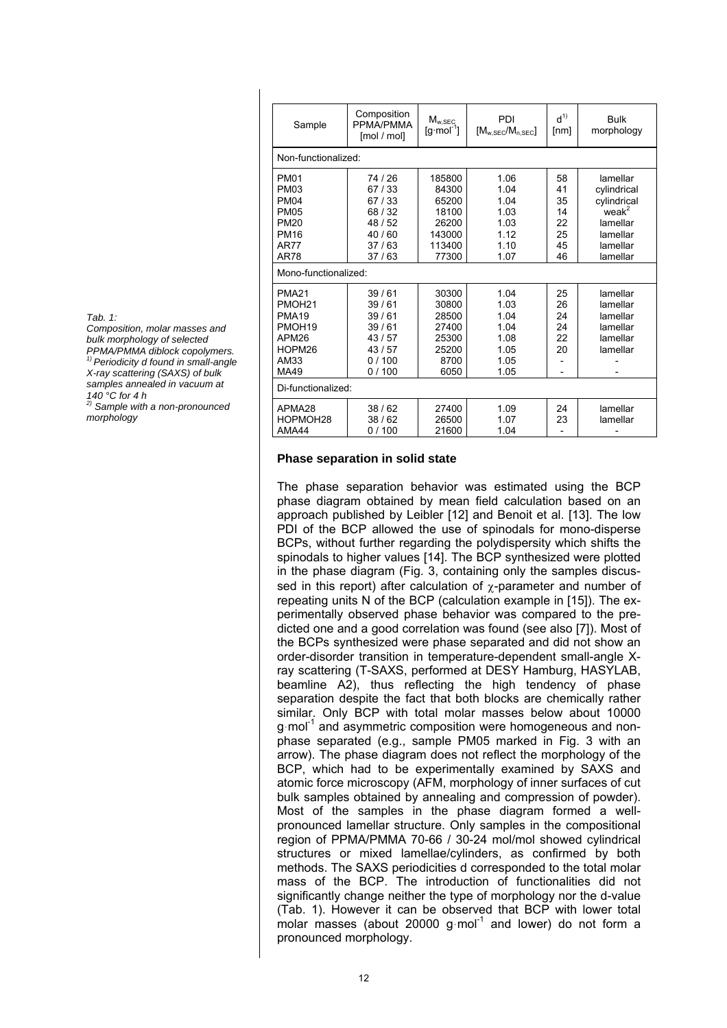*Tab. 1:*
*Composition, molar masses and bulk morphology of selected PPMA/PMMA diblock copolymers.*
*[1] Periodicity d found in small-angle X-ray scattering (SAXS) of bulk samples annealed in vacuum at 140 °C for 4 h*
*[2] Sample with a non-pronounced morphology*

| Sample | Composition PPMA/PMMA [mol / mol] | $M_{w,SEC}$ [$g \cdot mol^{-1}$] | PDI [$M_{w,SEC}/M_{n,SEC}$] | $d$[1] [nm] | Bulk morphology |
|---|---|---|---|---|---|
| Non-functionalized: | | | | | |
| PM01 | 74 / 26 | 185800 | 1.06 | 58 | lamellar |
| PM03 | 67 / 33 | 84300 | 1.04 | 41 | cylindrical |
| PM04 | 67 / 33 | 65200 | 1.04 | 35 | cylindrical |
| PM05 | 68 / 32 | 18100 | 1.03 | 14 | weak[2] |
| PM20 | 48 / 52 | 26200 | 1.03 | 22 | lamellar |
| PM16 | 40 / 60 | 143000 | 1.12 | 25 | lamellar |
| AR77 | 37 / 63 | 113400 | 1.10 | 45 | lamellar |
| AR78 | 37 / 63 | 77300 | 1.07 | 46 | lamellar |
| Mono-functionalized: | | | | | |
| PMA21 | 39 / 61 | 30300 | 1.04 | 25 | lamellar |
| PMOH21 | 39 / 61 | 30800 | 1.03 | 26 | lamellar |
| PMA19 | 39 / 61 | 28500 | 1.04 | 24 | lamellar |
| PMOH19 | 39 / 61 | 27400 | 1.04 | 24 | lamellar |
| APM26 | 43 / 57 | 25300 | 1.08 | 22 | lamellar |
| HOPM26 | 43 / 57 | 25200 | 1.05 | 20 | lamellar |
| AM33 | 0 / 100 | 8700 | 1.05 | - | - |
| MA49 | 0 / 100 | 6050 | 1.05 | - | - |
| Di-functionalized: | | | | | |
| APMA28 | 38 / 62 | 27400 | 1.09 | 24 | lamellar |
| HOPMOH28 | 38 / 62 | 26500 | 1.07 | 23 | lamellar |
| AMA44 | 0 / 100 | 21600 | 1.04 | - | - |

**Phase separation in solid state**

The phase separation behavior was estimated using the BCP phase diagram obtained by mean field calculation based on an approach published by Leibler [12] and Benoit et al. [13]. The low PDI of the BCP allowed the use of spinodals for mono-disperse BCPs, without further regarding the polydispersity which shifts the spinodals to higher values [14]. The BCP synthesized were plotted in the phase diagram (Fig. 3, containing only the samples discussed in this report) after calculation of $\chi$-parameter and number of repeating units N of the BCP (calculation example in [15]). The experimentally observed phase behavior was compared to the predicted one and a good correlation was found (see also [7]). Most of the BCPs synthesized were phase separated and did not show an order-disorder transition in temperature-dependent small-angle X-ray scattering (T-SAXS, performed at DESY Hamburg, HASYLAB, beamline A2), thus reflecting the high tendency of phase separation despite the fact that both blocks are chemically rather similar. Only BCP with total molar masses below about 10000 $g \cdot mol^{-1}$ and asymmetric composition were homogeneous and non-phase separated (e.g., sample PM05 marked in Fig. 3 with an arrow). The phase diagram does not reflect the morphology of the BCP, which had to be experimentally examined by SAXS and atomic force microscopy (AFM, morphology of inner surfaces of cut bulk samples obtained by annealing and compression of powder). Most of the samples in the phase diagram formed a well-pronounced lamellar structure. Only samples in the compositional region of PPMA/PMMA 70-66 / 30-24 mol/mol showed cylindrical structures or mixed lamellae/cylinders, as confirmed by both methods. The SAXS periodicities d corresponded to the total molar mass of the BCP. The introduction of functionalities did not significantly change neither the type of morphology nor the d-value (Tab. 1). However it can be observed that BCP with lower total molar masses (about 20000 $g \cdot mol^{-1}$ and lower) do not form a pronounced morphology.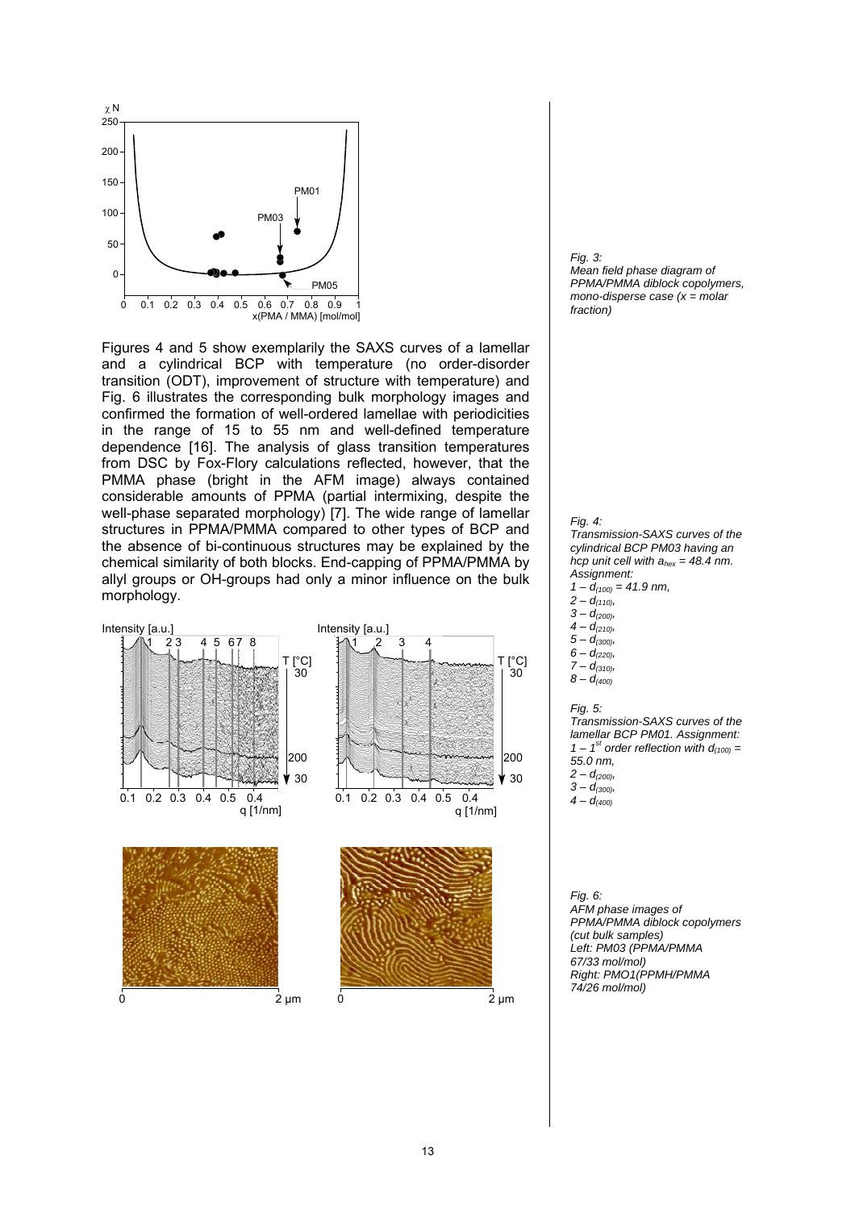*Fig. 3:*
*Mean field phase diagram of PPMA/PMMA diblock copolymers, mono-disperse case (x = molar fraction)*

Figures 4 and 5 show exemplarily the SAXS curves of a lamellar and a cylindrical BCP with temperature (no order-disorder transition (ODT), improvement of structure with temperature) and Fig. 6 illustrates the corresponding bulk morphology images and confirmed the formation of well-ordered lamellae with periodicities in the range of 15 to 55 nm and well-defined temperature dependence [16]. The analysis of glass transition temperatures from DSC by Fox-Flory calculations reflected, however, that the PMMA phase (bright in the AFM image) always contained considerable amounts of PPMA (partial intermixing, despite the well-phase separated morphology) [7]. The wide range of lamellar structures in PPMA/PMMA compared to other types of BCP and the absence of bi-continuous structures may be explained by the chemical similarity of both blocks. End-capping of PPMA/PMMA by allyl groups or OH-groups had only a minor influence on the bulk morphology.

*Fig. 4:*
*Transmission-SAXS curves of the cylindrical BCP PM03 having an hcp unit cell with $a_{hex}$ = 48.4 nm. Assignment:*
*1 – $d_{(100)}$ = 41.9 nm,*
*2 – $d_{(110)}$,*
*3 – $d_{(200)}$,*
*4 – $d_{(210)}$,*
*5 – $d_{(300)}$,*
*6 – $d_{(220)}$,*
*7 – $d_{(310)}$,*
*8 – $d_{(400)}$*

*Fig. 5:*
*Transmission-SAXS curves of the lamellar BCP PM01. Assignment: 1 – 1st order reflection with $d_{(100)}$ = 55.0 nm,*
*2 – $d_{(200)}$,*
*3 – $d_{(300)}$,*
*4 – $d_{(400)}$*

*Fig. 6:*
*AFM phase images of PPMA/PMMA diblock copolymers (cut bulk samples)*
*Left: PM03 (PPMA/PMMA 67/33 mol/mol)*
*Right: PMO1(PPMH/PMMA 74/26 mol/mol)*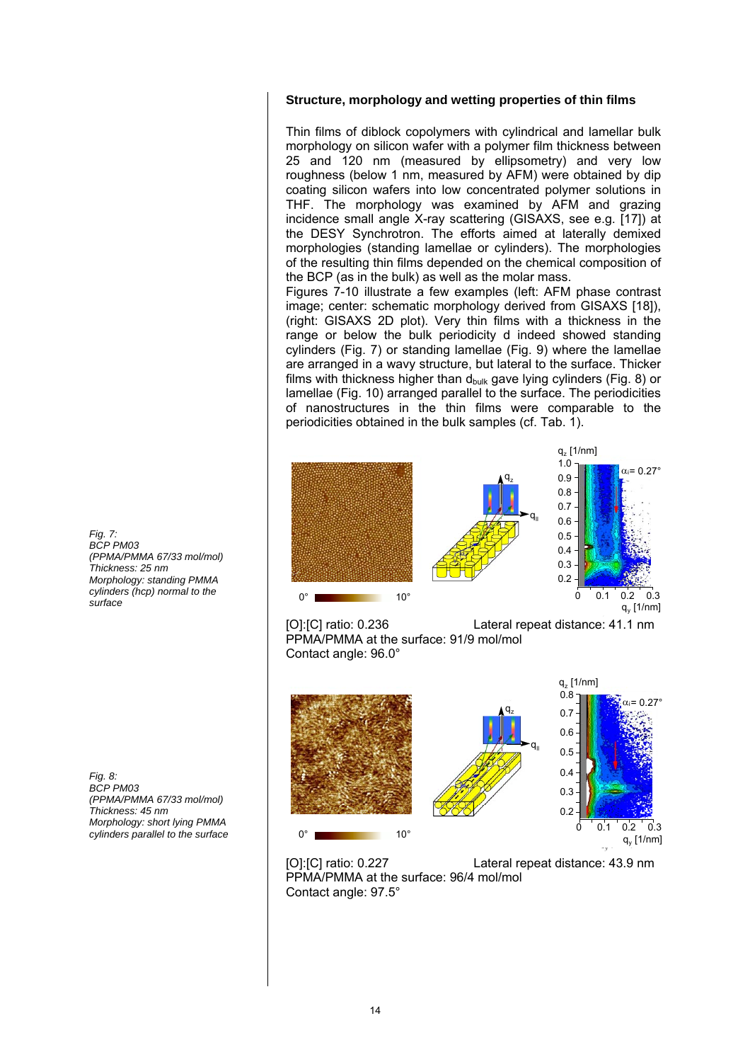### Structure, morphology and wetting properties of thin films

Thin films of diblock copolymers with cylindrical and lamellar bulk morphology on silicon wafer with a polymer film thickness between 25 and 120 nm (measured by ellipsometry) and very low roughness (below 1 nm, measured by AFM) were obtained by dip coating silicon wafers into low concentrated polymer solutions in THF. The morphology was examined by AFM and grazing incidence small angle X-ray scattering (GISAXS, see e.g. [17]) at the DESY Synchrotron. The efforts aimed at laterally demixed morphologies (standing lamellae or cylinders). The morphologies of the resulting thin films depended on the chemical composition of the BCP (as in the bulk) as well as the molar mass.

Figures 7-10 illustrate a few examples (left: AFM phase contrast image; center: schematic morphology derived from GISAXS [18]), (right: GISAXS 2D plot). Very thin films with a thickness in the range or below the bulk periodicity d indeed showed standing cylinders (Fig. 7) or standing lamellae (Fig. 9) where the lamellae are arranged in a wavy structure, but lateral to the surface. Thicker films with thickness higher than $d_{bulk}$ gave lying cylinders (Fig. 8) or lamellae (Fig. 10) arranged parallel to the surface. The periodicities of nanostructures in the thin films were comparable to the periodicities obtained in the bulk samples (cf. Tab. 1).

*Fig. 7:*
*BCP PM03*
*(PPMA/PMMA 67/33 mol/mol)*
*Thickness: 25 nm*
*Morphology: standing PMMA cylinders (hcp) normal to the surface*

[O]:[C] ratio: 0.236 Lateral repeat distance: 41.1 nm
PPMA/PMMA at the surface: 91/9 mol/mol
Contact angle: 96.0°

*Fig. 8:*
*BCP PM03*
*(PPMA/PMMA 67/33 mol/mol)*
*Thickness: 45 nm*
*Morphology: short lying PMMA cylinders parallel to the surface*

[O]:[C] ratio: 0.227 Lateral repeat distance: 43.9 nm
PPMA/PMMA at the surface: 96/4 mol/mol
Contact angle: 97.5°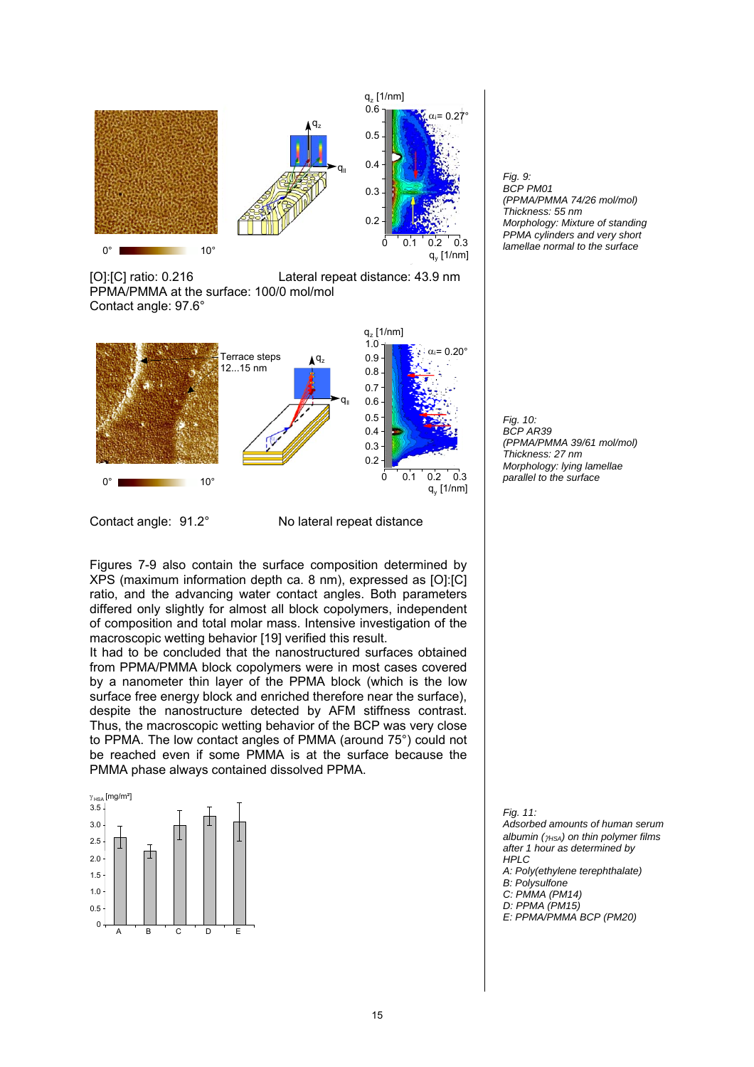[O]:[C] ratio: 0.216

Lateral repeat distance: 43.9 nm

PPMA/PMMA at the surface: 100/0 mol/mol

Contact angle: 97.6°

*Fig. 9:*
*BCP PM01*
*(PPMA/PMMA 74/26 mol/mol)*
*Thickness: 55 nm*
*Morphology: Mixture of standing PPMA cylinders and very short lamellae normal to the surface*

Contact angle: 91.2°

No lateral repeat distance

*Fig. 10:*
*BCP AR39*
*(PPMA/PMMA 39/61 mol/mol)*
*Thickness: 27 nm*
*Morphology: lying lamellae parallel to the surface*

Figures 7-9 also contain the surface composition determined by XPS (maximum information depth ca. 8 nm), expressed as [O]:[C] ratio, and the advancing water contact angles. Both parameters differed only slightly for almost all block copolymers, independent of composition and total molar mass. Intensive investigation of the macroscopic wetting behavior [19] verified this result.

It had to be concluded that the nanostructured surfaces obtained from PPMA/PMMA block copolymers were in most cases covered by a nanometer thin layer of the PPMA block (which is the low surface free energy block and enriched therefore near the surface), despite the nanostructure detected by AFM stiffness contrast. Thus, the macroscopic wetting behavior of the BCP was very close to PPMA. The low contact angles of PMMA (around 75°) could not be reached even if some PMMA is at the surface because the PMMA phase always contained dissolved PPMA.

*Fig. 11:*
*Adsorbed amounts of human serum albumin ($\gamma_{HSA}$) on thin polymer films after 1 hour as determined by HPLC*
*A: Poly(ethylene terephthalate)*
*B: Polysulfone*
*C: PMMA (PM14)*
*D: PMMA (PM15)*
*E: PPMA/PMMA BCP (PM20)*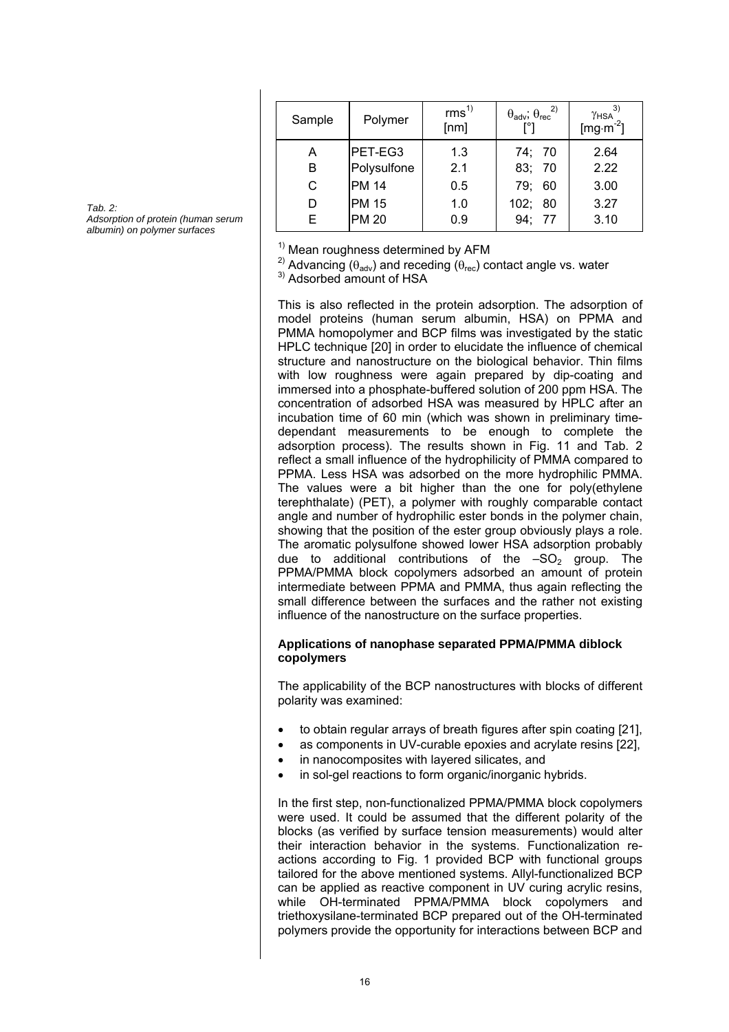*Tab. 2: Adsorption of protein (human serum albumin) on polymer surfaces*

| Sample | Polymer | rms[1) ] [nm] | $\theta_{adv}$; $\theta_{rec}$ [2)] [°] | $\gamma_{HSA}$ [3)] [$mg \cdot m^{-2}$] |
|---|---|---|---|---|
| A | PET-EG3 | 1.3 | 74; 70 | 2.64 |
| B | Polysulfone | 2.1 | 83; 70 | 2.22 |
| C | PM 14 | 0.5 | 79; 60 | 3.00 |
| D | PM 15 | 1.0 | 102; 80 | 3.27 |
| E | PM 20 | 0.9 | 94; 77 | 3.10 |

[1)] Mean roughness determined by AFM

[2)] Advancing ($\theta_{adv}$) and receding ($\theta_{rec}$) contact angle vs. water

[3)] Adsorbed amount of HSA

This is also reflected in the protein adsorption. The adsorption of model proteins (human serum albumin, HSA) on PPMA and PMMA homopolymer and BCP films was investigated by the static HPLC technique [20] in order to elucidate the influence of chemical structure and nanostructure on the biological behavior. Thin films with low roughness were again prepared by dip-coating and immersed into a phosphate-buffered solution of 200 ppm HSA. The concentration of adsorbed HSA was measured by HPLC after an incubation time of 60 min (which was shown in preliminary time-dependant measurements to be enough to complete the adsorption process). The results shown in Fig. 11 and Tab. 2 reflect a small influence of the hydrophilicity of PMMA compared to PPMA. Less HSA was adsorbed on the more hydrophilic PMMA. The values were a bit higher than the one for poly(ethylene terephthalate) (PET), a polymer with roughly comparable contact angle and number of hydrophilic ester bonds in the polymer chain, showing that the position of the ester group obviously plays a role. The aromatic polysulfone showed lower HSA adsorption probably due to additional contributions of the $-SO_2$ group. The PPMA/PMMA block copolymers adsorbed an amount of protein intermediate between PPMA and PMMA, thus again reflecting the small difference between the surfaces and the rather not existing influence of the nanostructure on the surface properties.

### Applications of nanophase separated PPMA/PMMA diblock copolymers

The applicability of the BCP nanostructures with blocks of different polarity was examined:

- to obtain regular arrays of breath figures after spin coating [21],
- as components in UV-curable epoxies and acrylate resins [22],
- in nanocomposites with layered silicates, and
- in sol-gel reactions to form organic/inorganic hybrids.

In the first step, non-functionalized PPMA/PMMA block copolymers were used. It could be assumed that the different polarity of the blocks (as verified by surface tension measurements) would alter their interaction behavior in the systems. Functionalization reactions according to Fig. 1 provided BCP with functional groups tailored for the above mentioned systems. Allyl-functionalized BCP can be applied as reactive component in UV curing acrylic resins, while OH-terminated PPMA/PMMA block copolymers and triethoxysilane-terminated BCP prepared out of the OH-terminated polymers provide the opportunity for interactions between BCP and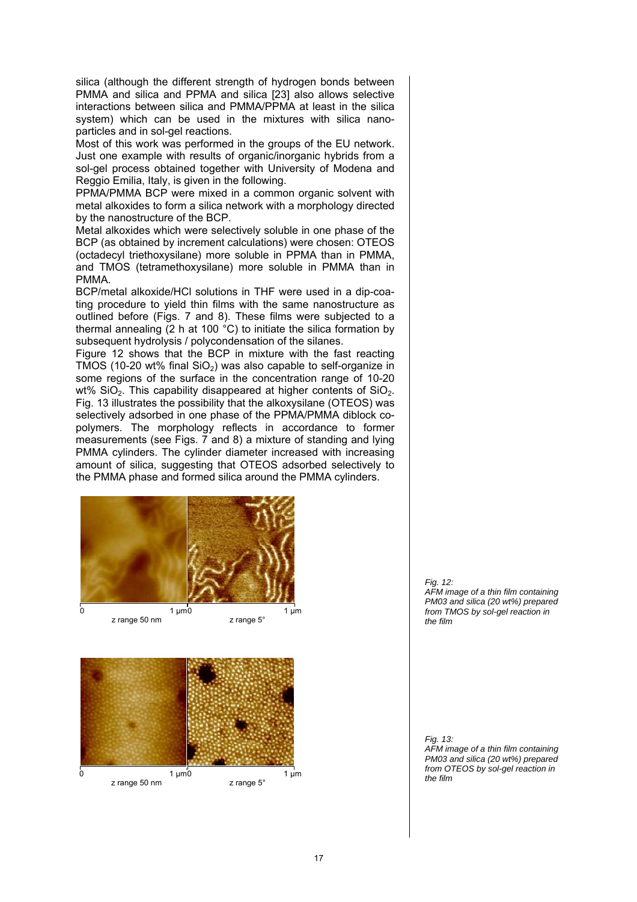silica (although the different strength of hydrogen bonds between PMMA and silica and PPMA and silica [23] also allows selective interactions between silica and PMMA/PPMA at least in the silica system) which can be used in the mixtures with silica nanoparticles and in sol-gel reactions.

Most of this work was performed in the groups of the EU network. Just one example with results of organic/inorganic hybrids from a sol-gel process obtained together with University of Modena and Reggio Emilia, Italy, is given in the following.

PPMA/PMMA BCP were mixed in a common organic solvent with metal alkoxides to form a silica network with a morphology directed by the nanostructure of the BCP.

Metal alkoxides which were selectively soluble in one phase of the BCP (as obtained by increment calculations) were chosen: OTEOS (octadecyl triethoxysilane) more soluble in PPMA than in PMMA, and TMOS (tetramethoxysilane) more soluble in PMMA than in PMMA.

BCP/metal alkoxide/HCl solutions in THF were used in a dip-coating procedure to yield thin films with the same nanostructure as outlined before (Figs. 7 and 8). These films were subjected to a thermal annealing (2 h at 100 °C) to initiate the silica formation by subsequent hydrolysis / polycondensation of the silanes.

Figure 12 shows that the BCP in mixture with the fast reacting TMOS (10-20 wt% final $SiO_2$) was also capable to self-organize in some regions of the surface in the concentration range of 10-20 wt% $SiO_2$. This capability disappeared at higher contents of $SiO_2$. Fig. 13 illustrates the possibility that the alkoxysilane (OTEOS) was selectively adsorbed in one phase of the PPMA/PMMA diblock copolymers. The morphology reflects in accordance to former measurements (see Figs. 7 and 8) a mixture of standing and lying PMMA cylinders. The cylinder diameter increased with increasing amount of silica, suggesting that OTEOS adsorbed selectively to the PMMA phase and formed silica around the PMMA cylinders.

0 1 µm 0 1 µm

z range 50 nm z range 5°

*Fig. 12:*
*AFM image of a thin film containing PM03 and silica (20 wt%) prepared from TMOS by sol-gel reaction in the film*

0 1 µm 0 1 µm

z range 50 nm z range 5°

*Fig. 13:*
*AFM image of a thin film containing PM03 and silica (20 wt%) prepared from OTEOS by sol-gel reaction in the film*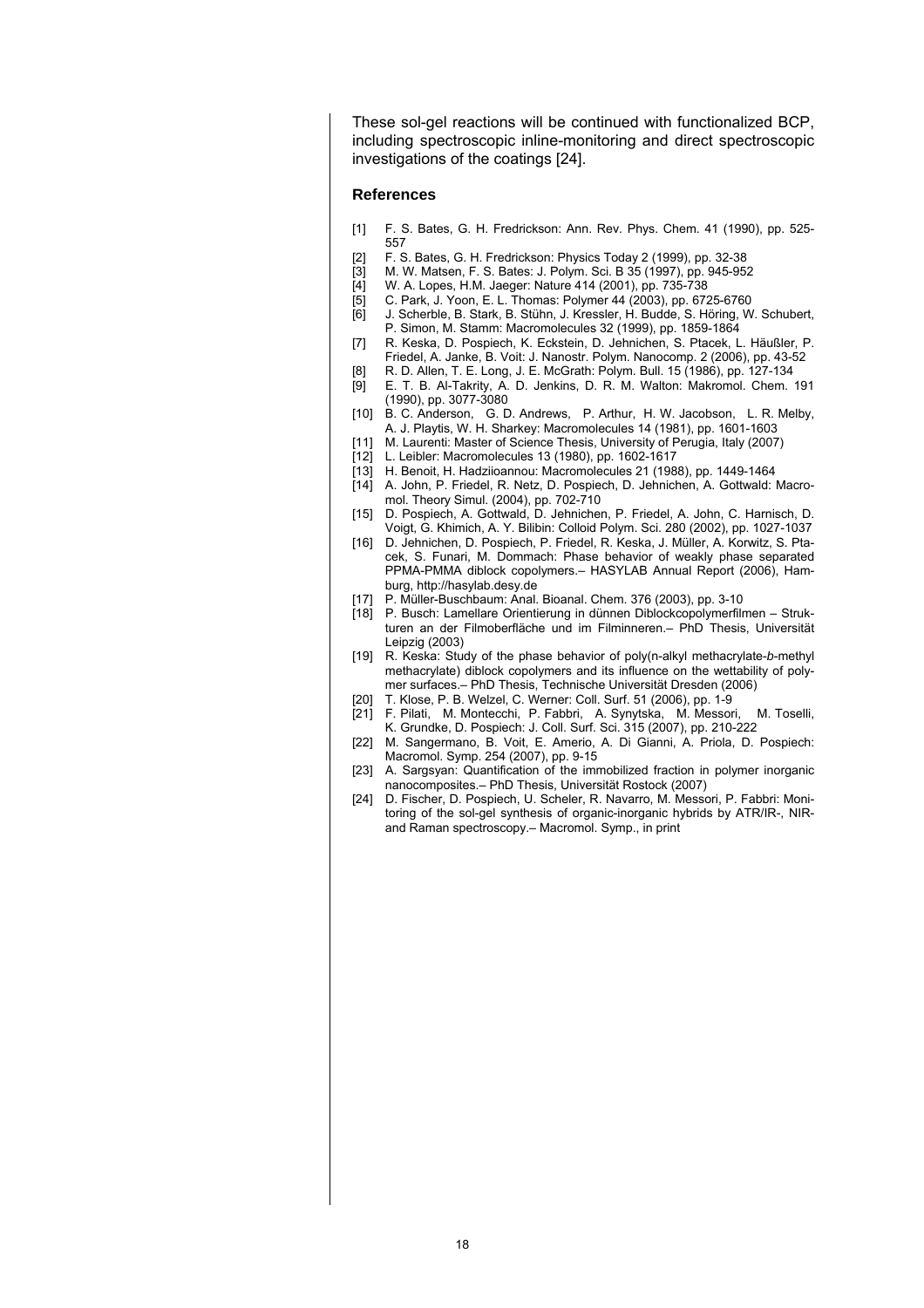These sol-gel reactions will be continued with functionalized BCP, including spectroscopic inline-monitoring and direct spectroscopic investigations of the coatings [24].

### References

[1] F. S. Bates, G. H. Fredrickson: Ann. Rev. Phys. Chem. 41 (1990), pp. 525-557

[2] F. S. Bates, G. H. Fredrickson: Physics Today 2 (1999), pp. 32-38

[3] M. W. Matsen, F. S. Bates: J. Polym. Sci. B 35 (1997), pp. 945-952

[4] W. A. Lopes, H.M. Jaeger: Nature 414 (2001), pp. 735-738

[5] C. Park, J. Yoon, E. L. Thomas: Polymer 44 (2003), pp. 6725-6760

[6] J. Scherble, B. Stark, B. Stühn, J. Kressler, H. Budde, S. Höring, W. Schubert, P. Simon, M. Stamm: Macromolecules 32 (1999), pp. 1859-1864

[7] R. Keska, D. Pospiech, K. Eckstein, D. Jehnichen, S. Ptacek, L. Häußler, P. Friedel, A. Janke, B. Voit: J. Nanostr. Polym. Nanocomp. 2 (2006), pp. 43-52

[8] R. D. Allen, T. E. Long, J. E. McGrath: Polym. Bull. 15 (1986), pp. 127-134

[9] E. T. B. Al-Takrity, A. D. Jenkins, D. R. M. Walton: Makromol. Chem. 191 (1990), pp. 3077-3080

[10] B. C. Anderson, G. D. Andrews, P. Arthur, H. W. Jacobson, L. R. Melby, A. J. Playtis, W. H. Sharkey: Macromolecules 14 (1981), pp. 1601-1603

[11] M. Laurenti: Master of Science Thesis, University of Perugia, Italy (2007)

[12] L. Leibler: Macromolecules 13 (1980), pp. 1602-1617

[13] H. Benoit, H. Hadziioannou: Macromolecules 21 (1988), pp. 1449-1464

[14] A. John, P. Friedel, R. Netz, D. Pospiech, D. Jehnichen, A. Gottwald: Macromol. Theory Simul. (2004), pp. 702-710

[15] D. Pospiech, A. Gottwald, D. Jehnichen, P. Friedel, A. John, C. Harnisch, D. Voigt, G. Khimich, A. Y. Bilibin: Colloid Polym. Sci. 280 (2002), pp. 1027-1037

[16] D. Jehnichen, D. Pospiech, P. Friedel, R. Keska, J. Müller, A. Korwitz, S. Ptacek, S. Funari, M. Dommach: Phase behavior of weakly phase separated PPMA-PMMA diblock copolymers.– HASYLAB Annual Report (2006), Hamburg, http://hasylab.desy.de

[17] P. Müller-Buschbaum: Anal. Bioanal. Chem. 376 (2003), pp. 3-10

[18] P. Busch: Lamellare Orientierung in dünnen Diblockcopolymerfilmen – Strukturen an der Filmoberfläche und im Filminneren.– PhD Thesis, Universität Leipzig (2003)

[19] R. Keska: Study of the phase behavior of poly(n-alkyl methacrylate-*b*-methyl methacrylate) diblock copolymers and its influence on the wettability of polymer surfaces.– PhD Thesis, Technische Universität Dresden (2006)

[20] T. Klose, P. B. Welzel, C. Werner: Coll. Surf. 51 (2006), pp. 1-9

[21] F. Pilati, M. Montecchi, P. Fabbri, A. Synytska, M. Messori, M. Toselli, K. Grundke, D. Pospiech: J. Coll. Surf. Sci. 315 (2007), pp. 210-222

[22] M. Sangermano, B. Voit, E. Amerio, A. Di Gianni, A. Priola, D. Pospiech: Macromol. Symp. 254 (2007), pp. 9-15

[23] A. Sargsyan: Quantification of the immobilized fraction in polymer inorganic nanocomposites.– PhD Thesis, Universität Rostock (2007)

[24] D. Fischer, D. Pospiech, U. Scheler, R. Navarro, M. Messori, P. Fabbri: Monitoring of the sol-gel synthesis of organic-inorganic hybrids by ATR/IR-, NIR- and Raman spectroscopy.– Macromol. Symp., in print